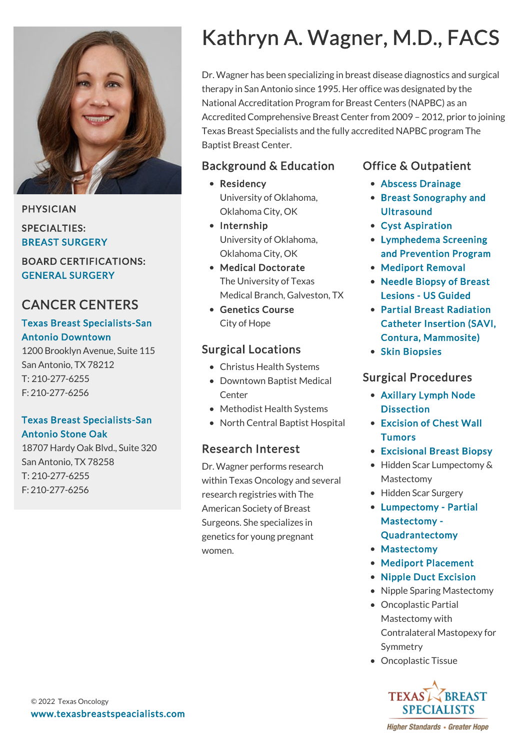# Kathryn A. Wagner, M.D., FACS

Dr. Wagner has been specializing in breast disease diagnostics and surgical therapy in San Antonio since 1995. Her office was designated by the National Accreditation Program for Breast Centers (NAPBC) as an Accredited Comprehensive Breast Center from 2009 – 2012, prior to joining Texas Breast Specialists and the fully accredited NAPBC program The Baptist Breast Center.

PHYSICIAN

SPECIALTIES:
BREAST SURGERY

BOARD CERTIFICATIONS:
GENERAL SURGERY

## CANCER CENTERS

**Texas Breast Specialists-San Antonio Downtown**
1200 Brooklyn Avenue, Suite 115
San Antonio, TX 78212
T: 210-277-6255
F: 210-277-6256

**Texas Breast Specialists-San Antonio Stone Oak**
18707 Hardy Oak Blvd., Suite 320
San Antonio, TX 78258
T: 210-277-6255
F: 210-277-6256

## Background & Education

- **Residency**
  University of Oklahoma, Oklahoma City, OK
- **Internship**
  University of Oklahoma, Oklahoma City, OK
- **Medical Doctorate**
  The University of Texas Medical Branch, Galveston, TX
- **Genetics Course**
  City of Hope

## Surgical Locations

- Christus Health Systems
- Downtown Baptist Medical Center
- Methodist Health Systems
- North Central Baptist Hospital

## Research Interest

Dr. Wagner performs research within Texas Oncology and several research registries with The American Society of Breast Surgeons. She specializes in genetics for young pregnant women.

## Office & Outpatient

- Abscess Drainage
- Breast Sonography and Ultrasound
- Cyst Aspiration
- Lymphedema Screening and Prevention Program
- Mediport Removal
- Needle Biopsy of Breast Lesions - US Guided
- Partial Breast Radiation Catheter Insertion (SAVI, Contura, Mammosite)
- Skin Biopsies

## Surgical Procedures

- Axillary Lymph Node Dissection
- Excision of Chest Wall Tumors
- Excisional Breast Biopsy
- Hidden Scar Lumpectomy & Mastectomy
- Hidden Scar Surgery
- Lumpectomy - Partial Mastectomy - Quadrantectomy
- Mastectomy
- Mediport Placement
- Nipple Duct Excision
- Nipple Sparing Mastectomy
- Oncoplastic Partial Mastectomy with Contralateral Mastopexy for Symmetry
- Oncoplastic Tissue

© 2022 Texas Oncology
www.texasbreastspeacialists.com

TEXAS BREAST SPECIALISTS
*Higher Standards • Greater Hope*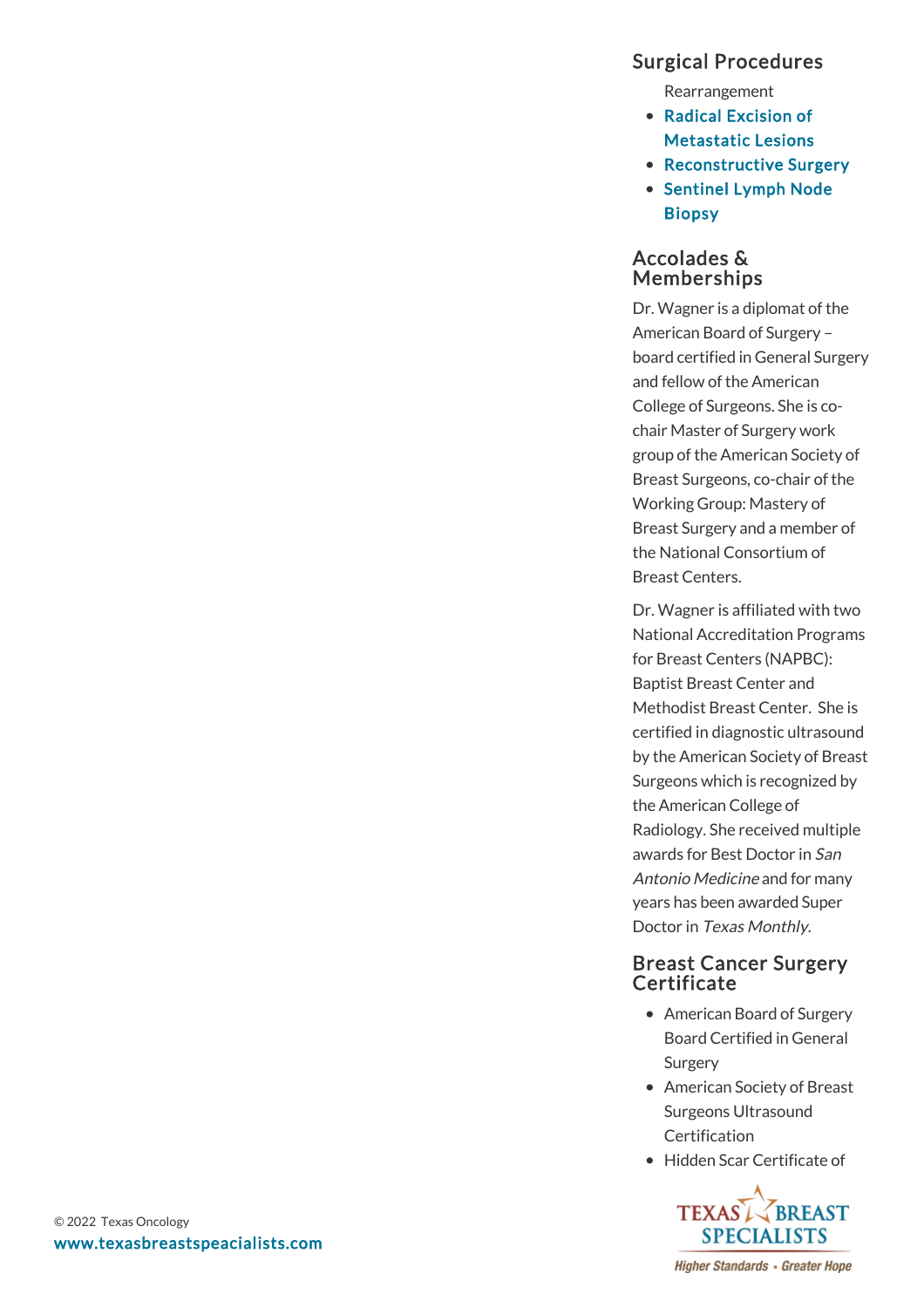## Surgical Procedures

Rearrangement

- Radical Excision of Metastatic Lesions
- Reconstructive Surgery
- Sentinel Lymph Node Biopsy

## Accolades & Memberships

Dr. Wagner is a diplomat of the American Board of Surgery – board certified in General Surgery and fellow of the American College of Surgeons. She is co-chair Master of Surgery work group of the American Society of Breast Surgeons, co-chair of the Working Group: Mastery of Breast Surgery and a member of the National Consortium of Breast Centers.

Dr. Wagner is affiliated with two National Accreditation Programs for Breast Centers (NAPBC): Baptist Breast Center and Methodist Breast Center. She is certified in diagnostic ultrasound by the American Society of Breast Surgeons which is recognized by the American College of Radiology. She received multiple awards for Best Doctor in *San Antonio Medicine* and for many years has been awarded Super Doctor in *Texas Monthly*.

## Breast Cancer Surgery Certificate

- American Board of Surgery Board Certified in General Surgery
- American Society of Breast Surgeons Ultrasound Certification
- Hidden Scar Certificate of

© 2022 Texas Oncology
www.texasbreastspeacialists.com

TEXAS BREAST SPECIALISTS
Higher Standards • Greater Hope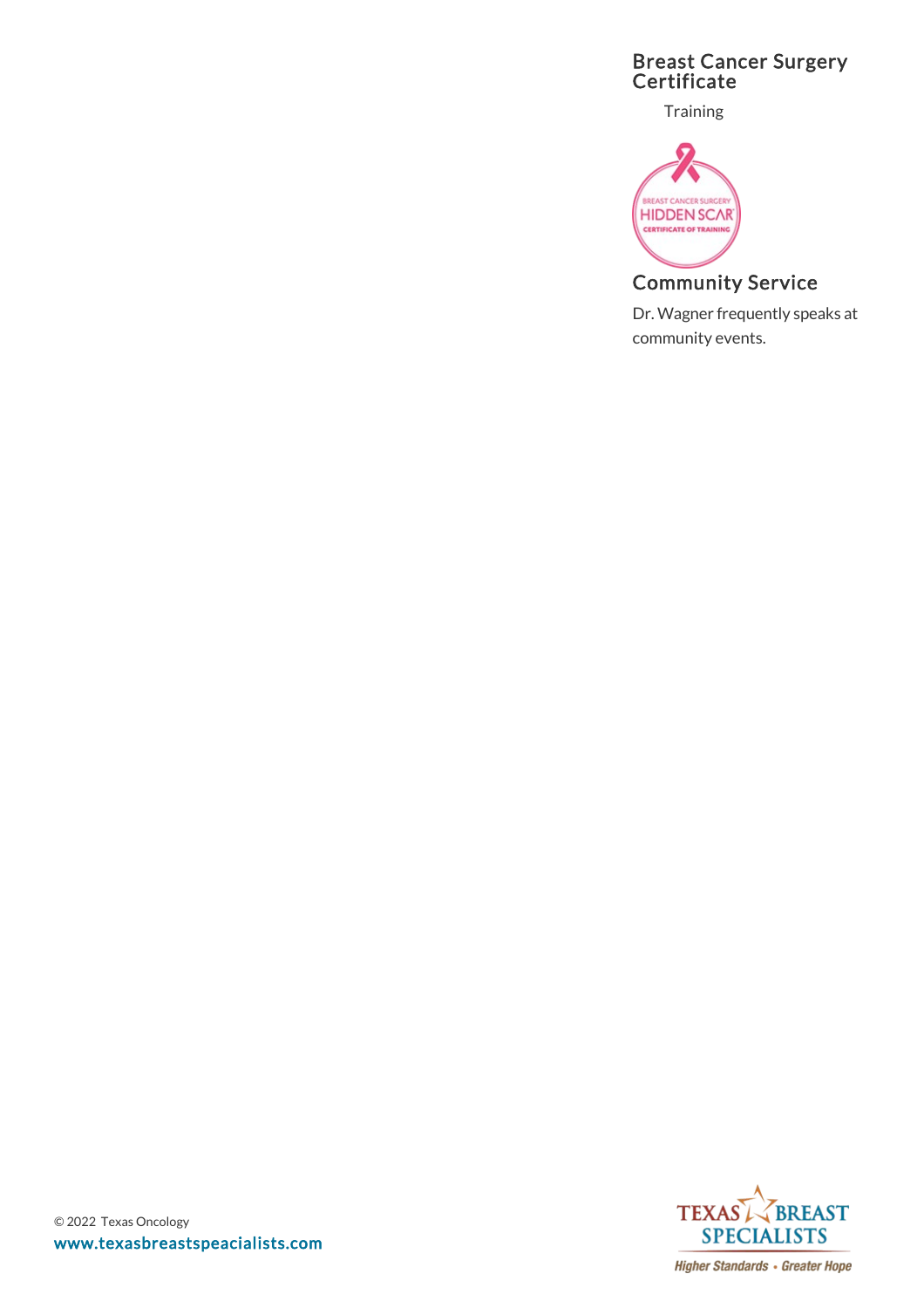## Breast Cancer Surgery Certificate

Training

## Community Service

Dr. Wagner frequently speaks at community events.

© 2022 Texas Oncology
www.texasbreastspeacialists.com